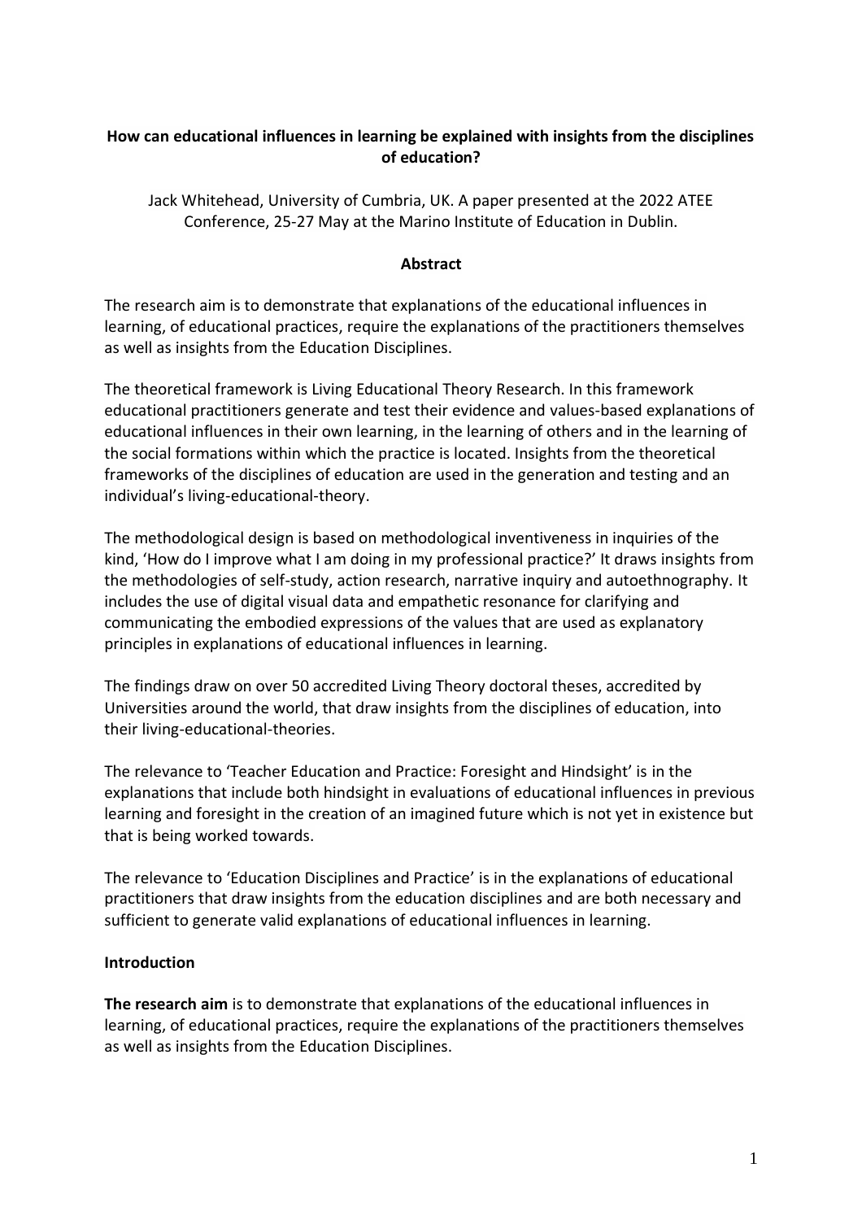**How can educational influences in learning be explained with insights from the disciplines of education?**

Jack Whitehead, University of Cumbria, UK. A paper presented at the 2022 ATEE Conference, 25-27 May at the Marino Institute of Education in Dublin.

**Abstract**

The research aim is to demonstrate that explanations of the educational influences in learning, of educational practices, require the explanations of the practitioners themselves as well as insights from the Education Disciplines.

The theoretical framework is Living Educational Theory Research. In this framework educational practitioners generate and test their evidence and values-based explanations of educational influences in their own learning, in the learning of others and in the learning of the social formations within which the practice is located. Insights from the theoretical frameworks of the disciplines of education are used in the generation and testing and an individual's living-educational-theory.

The methodological design is based on methodological inventiveness in inquiries of the kind, 'How do I improve what I am doing in my professional practice?' It draws insights from the methodologies of self-study, action research, narrative inquiry and autoethnography. It includes the use of digital visual data and empathetic resonance for clarifying and communicating the embodied expressions of the values that are used as explanatory principles in explanations of educational influences in learning.

The findings draw on over 50 accredited Living Theory doctoral theses, accredited by Universities around the world, that draw insights from the disciplines of education, into their living-educational-theories.

The relevance to 'Teacher Education and Practice: Foresight and Hindsight' is in the explanations that include both hindsight in evaluations of educational influences in previous learning and foresight in the creation of an imagined future which is not yet in existence but that is being worked towards.

The relevance to 'Education Disciplines and Practice' is in the explanations of educational practitioners that draw insights from the education disciplines and are both necessary and sufficient to generate valid explanations of educational influences in learning.

**Introduction**

**The research aim** is to demonstrate that explanations of the educational influences in learning, of educational practices, require the explanations of the practitioners themselves as well as insights from the Education Disciplines.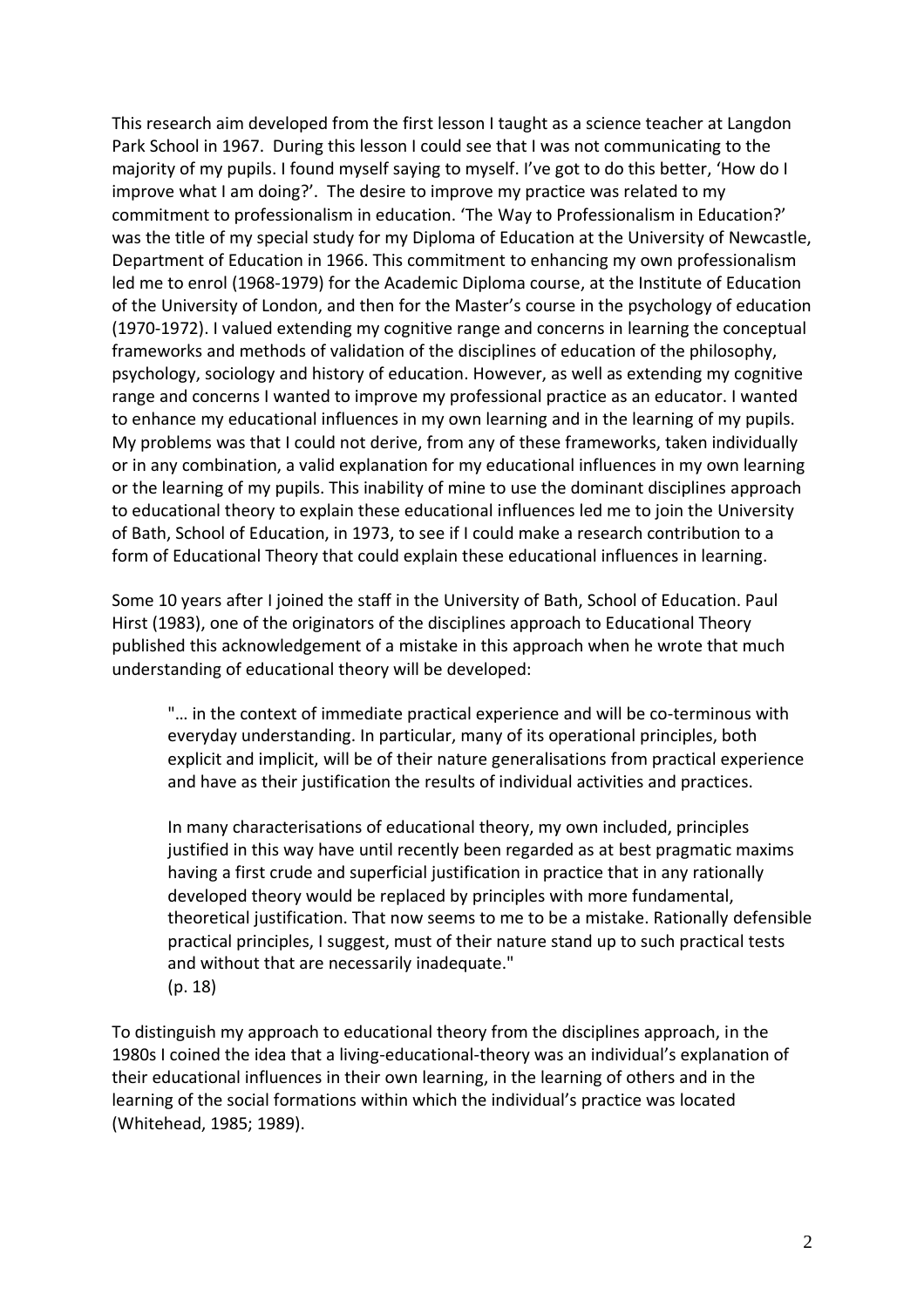This research aim developed from the first lesson I taught as a science teacher at Langdon Park School in 1967. During this lesson I could see that I was not communicating to the majority of my pupils. I found myself saying to myself. I've got to do this better, 'How do I improve what I am doing?'. The desire to improve my practice was related to my commitment to professionalism in education. 'The Way to Professionalism in Education?' was the title of my special study for my Diploma of Education at the University of Newcastle, Department of Education in 1966. This commitment to enhancing my own professionalism led me to enrol (1968-1979) for the Academic Diploma course, at the Institute of Education of the University of London, and then for the Master's course in the psychology of education (1970-1972). I valued extending my cognitive range and concerns in learning the conceptual frameworks and methods of validation of the disciplines of education of the philosophy, psychology, sociology and history of education. However, as well as extending my cognitive range and concerns I wanted to improve my professional practice as an educator. I wanted to enhance my educational influences in my own learning and in the learning of my pupils. My problems was that I could not derive, from any of these frameworks, taken individually or in any combination, a valid explanation for my educational influences in my own learning or the learning of my pupils. This inability of mine to use the dominant disciplines approach to educational theory to explain these educational influences led me to join the University of Bath, School of Education, in 1973, to see if I could make a research contribution to a form of Educational Theory that could explain these educational influences in learning.

Some 10 years after I joined the staff in the University of Bath, School of Education. Paul Hirst (1983), one of the originators of the disciplines approach to Educational Theory published this acknowledgement of a mistake in this approach when he wrote that much understanding of educational theory will be developed:

> "… in the context of immediate practical experience and will be co-terminous with everyday understanding. In particular, many of its operational principles, both explicit and implicit, will be of their nature generalisations from practical experience and have as their justification the results of individual activities and practices.
>
> In many characterisations of educational theory, my own included, principles justified in this way have until recently been regarded as at best pragmatic maxims having a first crude and superficial justification in practice that in any rationally developed theory would be replaced by principles with more fundamental, theoretical justification. That now seems to me to be a mistake. Rationally defensible practical principles, I suggest, must of their nature stand up to such practical tests and without that are necessarily inadequate."
> (p. 18)

To distinguish my approach to educational theory from the disciplines approach, in the 1980s I coined the idea that a living-educational-theory was an individual's explanation of their educational influences in their own learning, in the learning of others and in the learning of the social formations within which the individual's practice was located (Whitehead, 1985; 1989).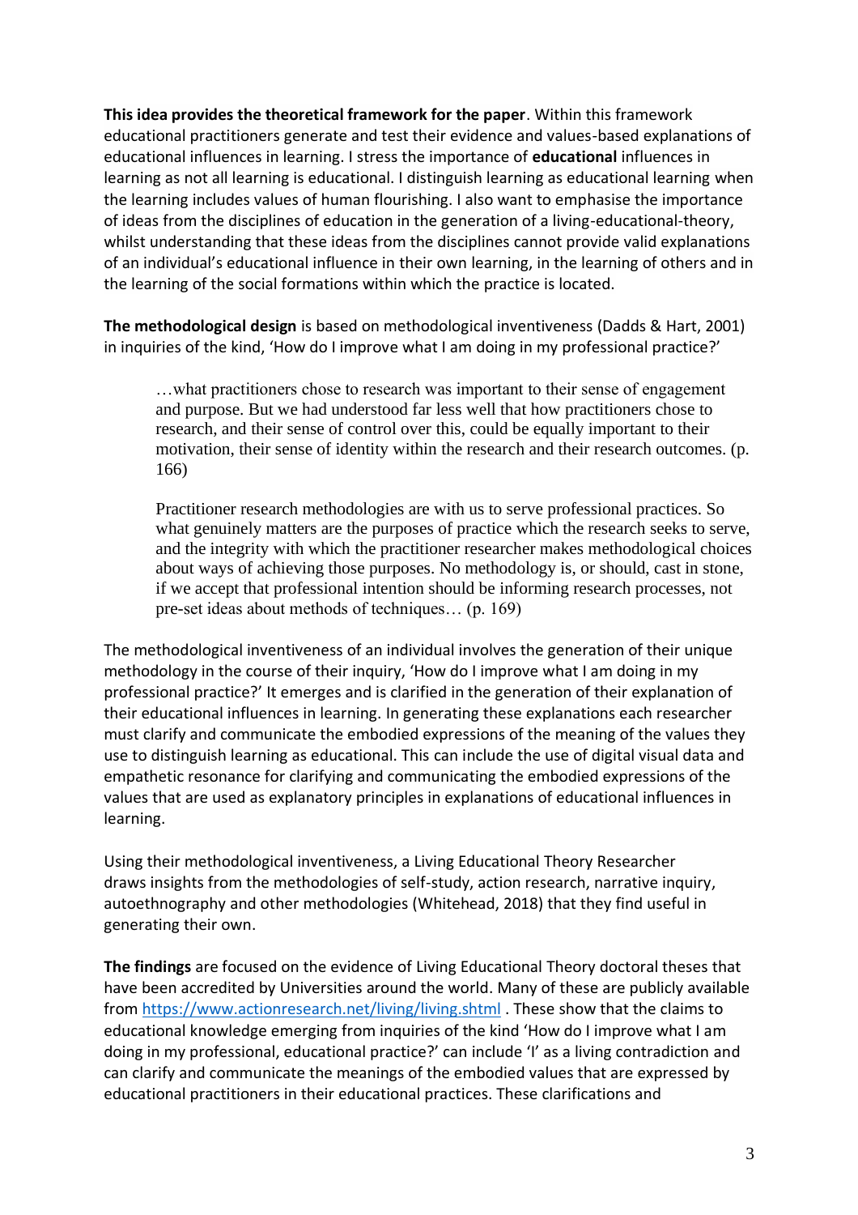**This idea provides the theoretical framework for the paper**. Within this framework educational practitioners generate and test their evidence and values-based explanations of educational influences in learning. I stress the importance of **educational** influences in learning as not all learning is educational. I distinguish learning as educational learning when the learning includes values of human flourishing. I also want to emphasise the importance of ideas from the disciplines of education in the generation of a living-educational-theory, whilst understanding that these ideas from the disciplines cannot provide valid explanations of an individual's educational influence in their own learning, in the learning of others and in the learning of the social formations within which the practice is located.

**The methodological design** is based on methodological inventiveness (Dadds & Hart, 2001) in inquiries of the kind, 'How do I improve what I am doing in my professional practice?'

> …what practitioners chose to research was important to their sense of engagement and purpose. But we had understood far less well that how practitioners chose to research, and their sense of control over this, could be equally important to their motivation, their sense of identity within the research and their research outcomes. (p. 166)
>
> Practitioner research methodologies are with us to serve professional practices. So what genuinely matters are the purposes of practice which the research seeks to serve, and the integrity with which the practitioner researcher makes methodological choices about ways of achieving those purposes. No methodology is, or should, cast in stone, if we accept that professional intention should be informing research processes, not pre-set ideas about methods of techniques… (p. 169)

The methodological inventiveness of an individual involves the generation of their unique methodology in the course of their inquiry, 'How do I improve what I am doing in my professional practice?' It emerges and is clarified in the generation of their explanation of their educational influences in learning. In generating these explanations each researcher must clarify and communicate the embodied expressions of the meaning of the values they use to distinguish learning as educational. This can include the use of digital visual data and empathetic resonance for clarifying and communicating the embodied expressions of the values that are used as explanatory principles in explanations of educational influences in learning.

Using their methodological inventiveness, a Living Educational Theory Researcher draws insights from the methodologies of self-study, action research, narrative inquiry, autoethnography and other methodologies (Whitehead, 2018) that they find useful in generating their own.

**The findings** are focused on the evidence of Living Educational Theory doctoral theses that have been accredited by Universities around the world. Many of these are publicly available from https://www.actionresearch.net/living/living.shtml . These show that the claims to educational knowledge emerging from inquiries of the kind 'How do I improve what I am doing in my professional, educational practice?' can include 'I' as a living contradiction and can clarify and communicate the meanings of the embodied values that are expressed by educational practitioners in their educational practices. These clarifications and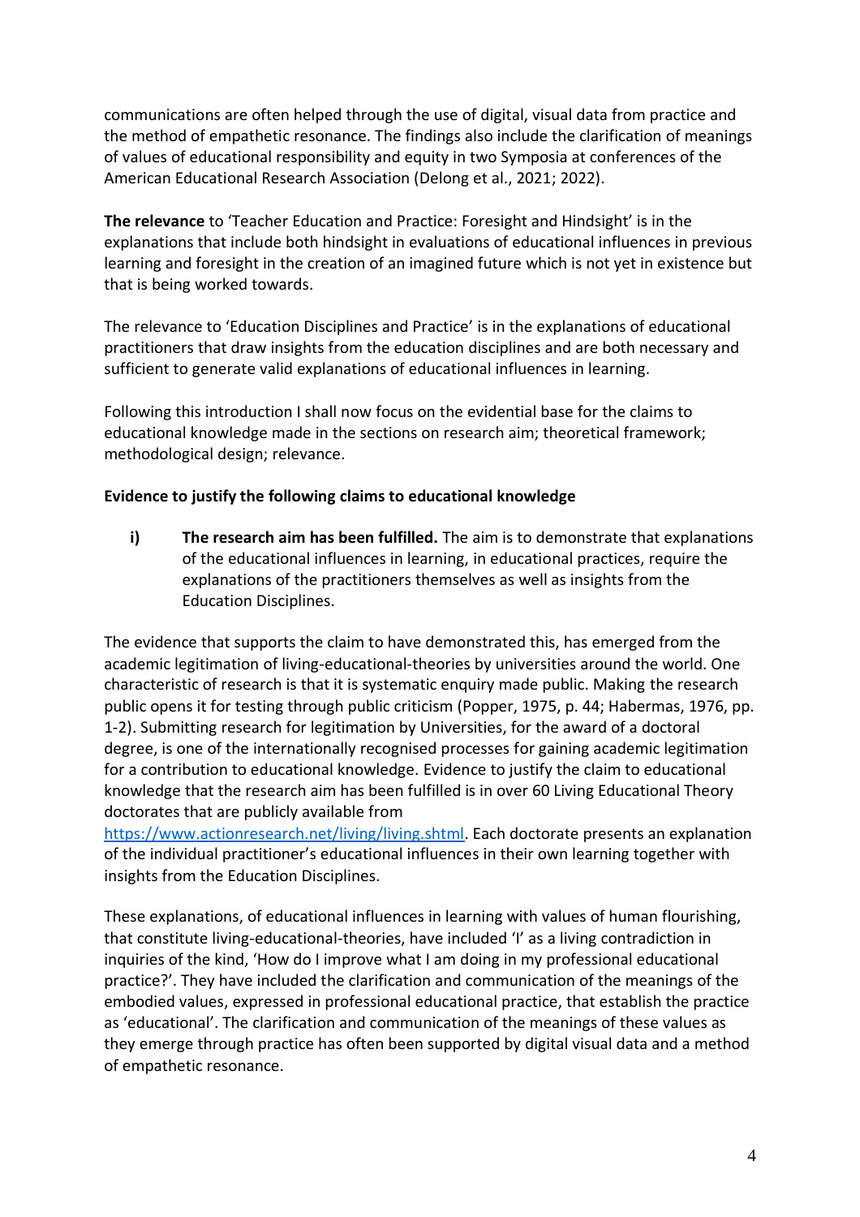communications are often helped through the use of digital, visual data from practice and the method of empathetic resonance. The findings also include the clarification of meanings of values of educational responsibility and equity in two Symposia at conferences of the American Educational Research Association (Delong et al., 2021; 2022).

**The relevance** to 'Teacher Education and Practice: Foresight and Hindsight' is in the explanations that include both hindsight in evaluations of educational influences in previous learning and foresight in the creation of an imagined future which is not yet in existence but that is being worked towards.

The relevance to 'Education Disciplines and Practice' is in the explanations of educational practitioners that draw insights from the education disciplines and are both necessary and sufficient to generate valid explanations of educational influences in learning.

Following this introduction I shall now focus on the evidential base for the claims to educational knowledge made in the sections on research aim; theoretical framework; methodological design; relevance.

**Evidence to justify the following claims to educational knowledge**

i) **The research aim has been fulfilled.** The aim is to demonstrate that explanations of the educational influences in learning, in educational practices, require the explanations of the practitioners themselves as well as insights from the Education Disciplines.

The evidence that supports the claim to have demonstrated this, has emerged from the academic legitimation of living-educational-theories by universities around the world. One characteristic of research is that it is systematic enquiry made public. Making the research public opens it for testing through public criticism (Popper, 1975, p. 44; Habermas, 1976, pp. 1-2). Submitting research for legitimation by Universities, for the award of a doctoral degree, is one of the internationally recognised processes for gaining academic legitimation for a contribution to educational knowledge. Evidence to justify the claim to educational knowledge that the research aim has been fulfilled is in over 60 Living Educational Theory doctorates that are publicly available from https://www.actionresearch.net/living/living.shtml. Each doctorate presents an explanation of the individual practitioner's educational influences in their own learning together with insights from the Education Disciplines.

These explanations, of educational influences in learning with values of human flourishing, that constitute living-educational-theories, have included 'I' as a living contradiction in inquiries of the kind, 'How do I improve what I am doing in my professional educational practice?'. They have included the clarification and communication of the meanings of the embodied values, expressed in professional educational practice, that establish the practice as 'educational'. The clarification and communication of the meanings of these values as they emerge through practice has often been supported by digital visual data and a method of empathetic resonance.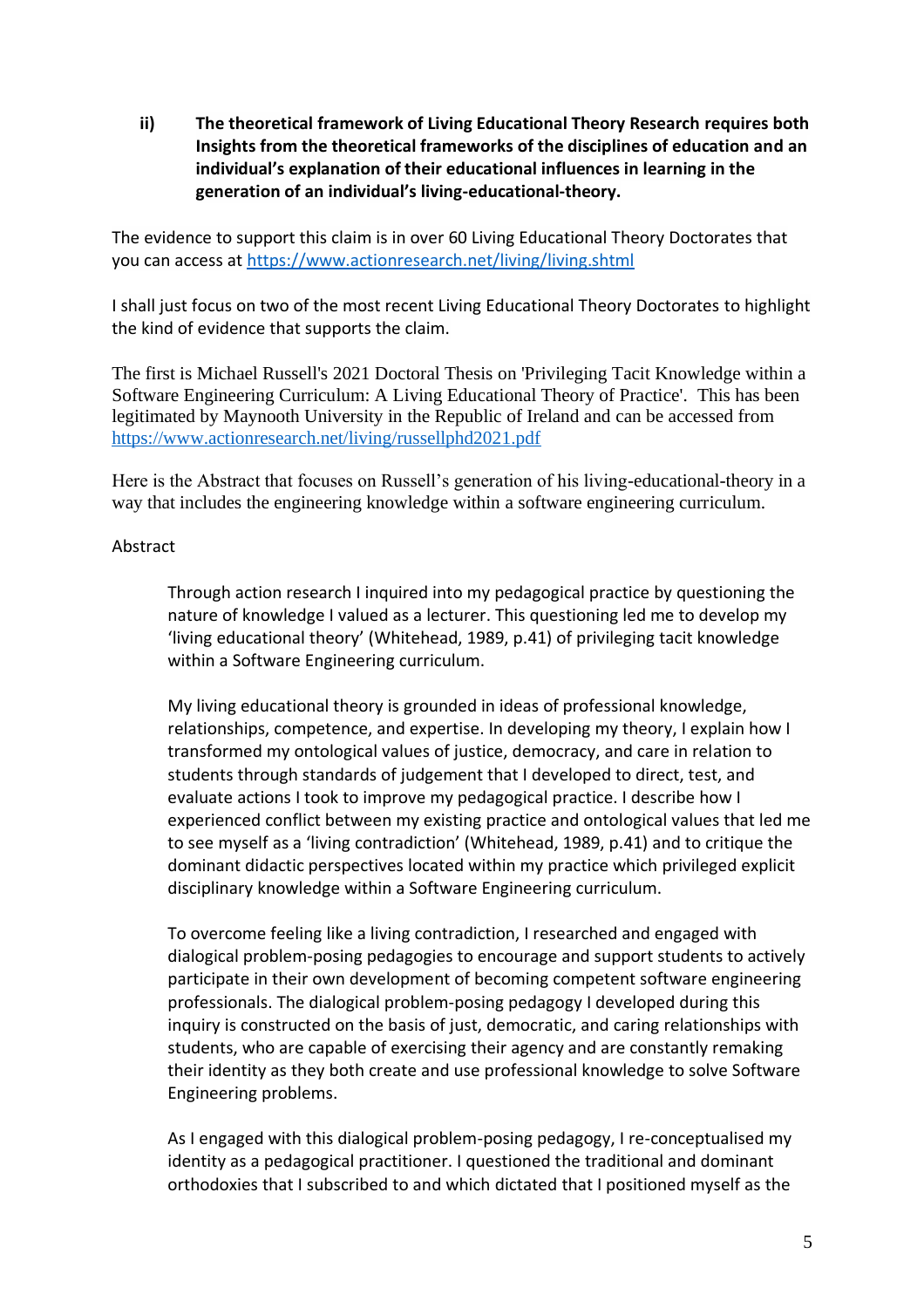**ii) The theoretical framework of Living Educational Theory Research requires both Insights from the theoretical frameworks of the disciplines of education and an individual's explanation of their educational influences in learning in the generation of an individual's living-educational-theory.**

The evidence to support this claim is in over 60 Living Educational Theory Doctorates that you can access at https://www.actionresearch.net/living/living.shtml

I shall just focus on two of the most recent Living Educational Theory Doctorates to highlight the kind of evidence that supports the claim.

The first is Michael Russell's 2021 Doctoral Thesis on 'Privileging Tacit Knowledge within a Software Engineering Curriculum: A Living Educational Theory of Practice'. This has been legitimated by Maynooth University in the Republic of Ireland and can be accessed from https://www.actionresearch.net/living/russellphd2021.pdf

Here is the Abstract that focuses on Russell's generation of his living-educational-theory in a way that includes the engineering knowledge within a software engineering curriculum.

Abstract

> Through action research I inquired into my pedagogical practice by questioning the nature of knowledge I valued as a lecturer. This questioning led me to develop my 'living educational theory' (Whitehead, 1989, p.41) of privileging tacit knowledge within a Software Engineering curriculum.
>
> My living educational theory is grounded in ideas of professional knowledge, relationships, competence, and expertise. In developing my theory, I explain how I transformed my ontological values of justice, democracy, and care in relation to students through standards of judgement that I developed to direct, test, and evaluate actions I took to improve my pedagogical practice. I describe how I experienced conflict between my existing practice and ontological values that led me to see myself as a 'living contradiction' (Whitehead, 1989, p.41) and to critique the dominant didactic perspectives located within my practice which privileged explicit disciplinary knowledge within a Software Engineering curriculum.
>
> To overcome feeling like a living contradiction, I researched and engaged with dialogical problem-posing pedagogies to encourage and support students to actively participate in their own development of becoming competent software engineering professionals. The dialogical problem-posing pedagogy I developed during this inquiry is constructed on the basis of just, democratic, and caring relationships with students, who are capable of exercising their agency and are constantly remaking their identity as they both create and use professional knowledge to solve Software Engineering problems.
>
> As I engaged with this dialogical problem-posing pedagogy, I re-conceptualised my identity as a pedagogical practitioner. I questioned the traditional and dominant orthodoxies that I subscribed to and which dictated that I positioned myself as the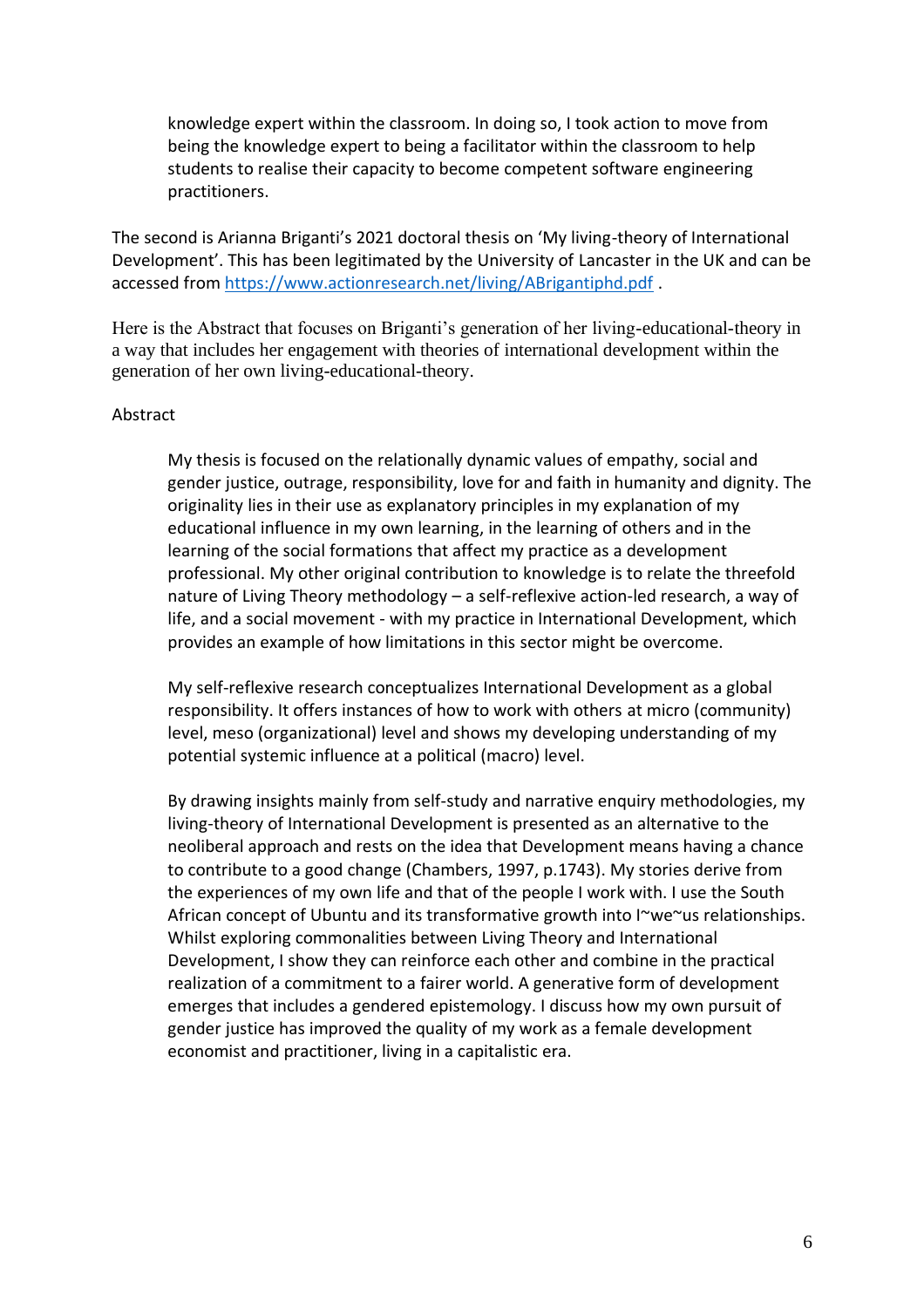> knowledge expert within the classroom. In doing so, I took action to move from being the knowledge expert to being a facilitator within the classroom to help students to realise their capacity to become competent software engineering practitioners.

The second is Arianna Briganti's 2021 doctoral thesis on 'My living-theory of International Development'. This has been legitimated by the University of Lancaster in the UK and can be accessed from https://www.actionresearch.net/living/ABrigantiphd.pdf .

Here is the Abstract that focuses on Briganti's generation of her living-educational-theory in a way that includes her engagement with theories of international development within the generation of her own living-educational-theory.

Abstract

> My thesis is focused on the relationally dynamic values of empathy, social and gender justice, outrage, responsibility, love for and faith in humanity and dignity. The originality lies in their use as explanatory principles in my explanation of my educational influence in my own learning, in the learning of others and in the learning of the social formations that affect my practice as a development professional. My other original contribution to knowledge is to relate the threefold nature of Living Theory methodology – a self-reflexive action-led research, a way of life, and a social movement - with my practice in International Development, which provides an example of how limitations in this sector might be overcome.
>
> My self-reflexive research conceptualizes International Development as a global responsibility. It offers instances of how to work with others at micro (community) level, meso (organizational) level and shows my developing understanding of my potential systemic influence at a political (macro) level.
>
> By drawing insights mainly from self-study and narrative enquiry methodologies, my living-theory of International Development is presented as an alternative to the neoliberal approach and rests on the idea that Development means having a chance to contribute to a good change (Chambers, 1997, p.1743). My stories derive from the experiences of my own life and that of the people I work with. I use the South African concept of Ubuntu and its transformative growth into I~we~us relationships. Whilst exploring commonalities between Living Theory and International Development, I show they can reinforce each other and combine in the practical realization of a commitment to a fairer world. A generative form of development emerges that includes a gendered epistemology. I discuss how my own pursuit of gender justice has improved the quality of my work as a female development economist and practitioner, living in a capitalistic era.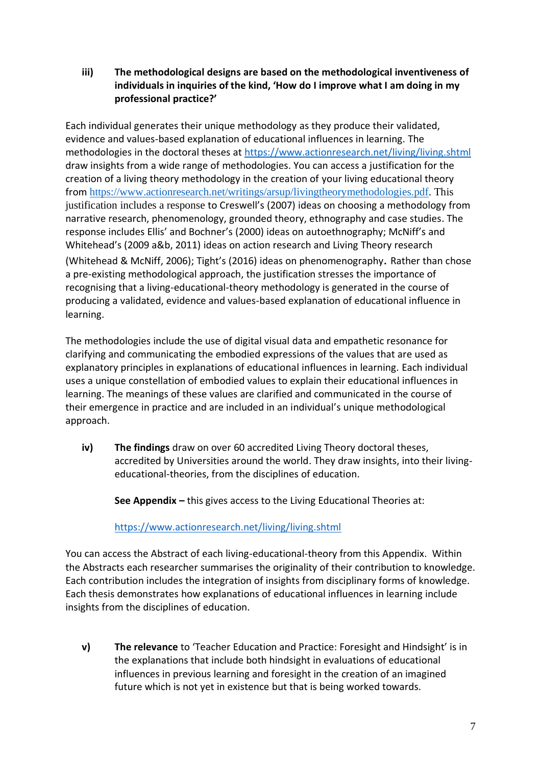**iii) The methodological designs are based on the methodological inventiveness of individuals in inquiries of the kind, 'How do I improve what I am doing in my professional practice?'**

Each individual generates their unique methodology as they produce their validated, evidence and values-based explanation of educational influences in learning. The methodologies in the doctoral theses at https://www.actionresearch.net/living/living.shtml draw insights from a wide range of methodologies. You can access a justification for the creation of a living theory methodology in the creation of your living educational theory from https://www.actionresearch.net/writings/arsup/livingtheorymethodologies.pdf. This justification includes a response to Creswell's (2007) ideas on choosing a methodology from narrative research, phenomenology, grounded theory, ethnography and case studies. The response includes Ellis' and Bochner's (2000) ideas on autoethnography; McNiff's and Whitehead's (2009 a&b, 2011) ideas on action research and Living Theory research (Whitehead & McNiff, 2006); Tight's (2016) ideas on phenomenography. Rather than chose a pre-existing methodological approach, the justification stresses the importance of recognising that a living-educational-theory methodology is generated in the course of producing a validated, evidence and values-based explanation of educational influence in learning.

The methodologies include the use of digital visual data and empathetic resonance for clarifying and communicating the embodied expressions of the values that are used as explanatory principles in explanations of educational influences in learning. Each individual uses a unique constellation of embodied values to explain their educational influences in learning. The meanings of these values are clarified and communicated in the course of their emergence in practice and are included in an individual's unique methodological approach.

**iv) The findings** draw on over 60 accredited Living Theory doctoral theses, accredited by Universities around the world. They draw insights, into their living-educational-theories, from the disciplines of education.

**See Appendix –** this gives access to the Living Educational Theories at:

https://www.actionresearch.net/living/living.shtml

You can access the Abstract of each living-educational-theory from this Appendix. Within the Abstracts each researcher summarises the originality of their contribution to knowledge. Each contribution includes the integration of insights from disciplinary forms of knowledge. Each thesis demonstrates how explanations of educational influences in learning include insights from the disciplines of education.

**v) The relevance** to 'Teacher Education and Practice: Foresight and Hindsight' is in the explanations that include both hindsight in evaluations of educational influences in previous learning and foresight in the creation of an imagined future which is not yet in existence but that is being worked towards.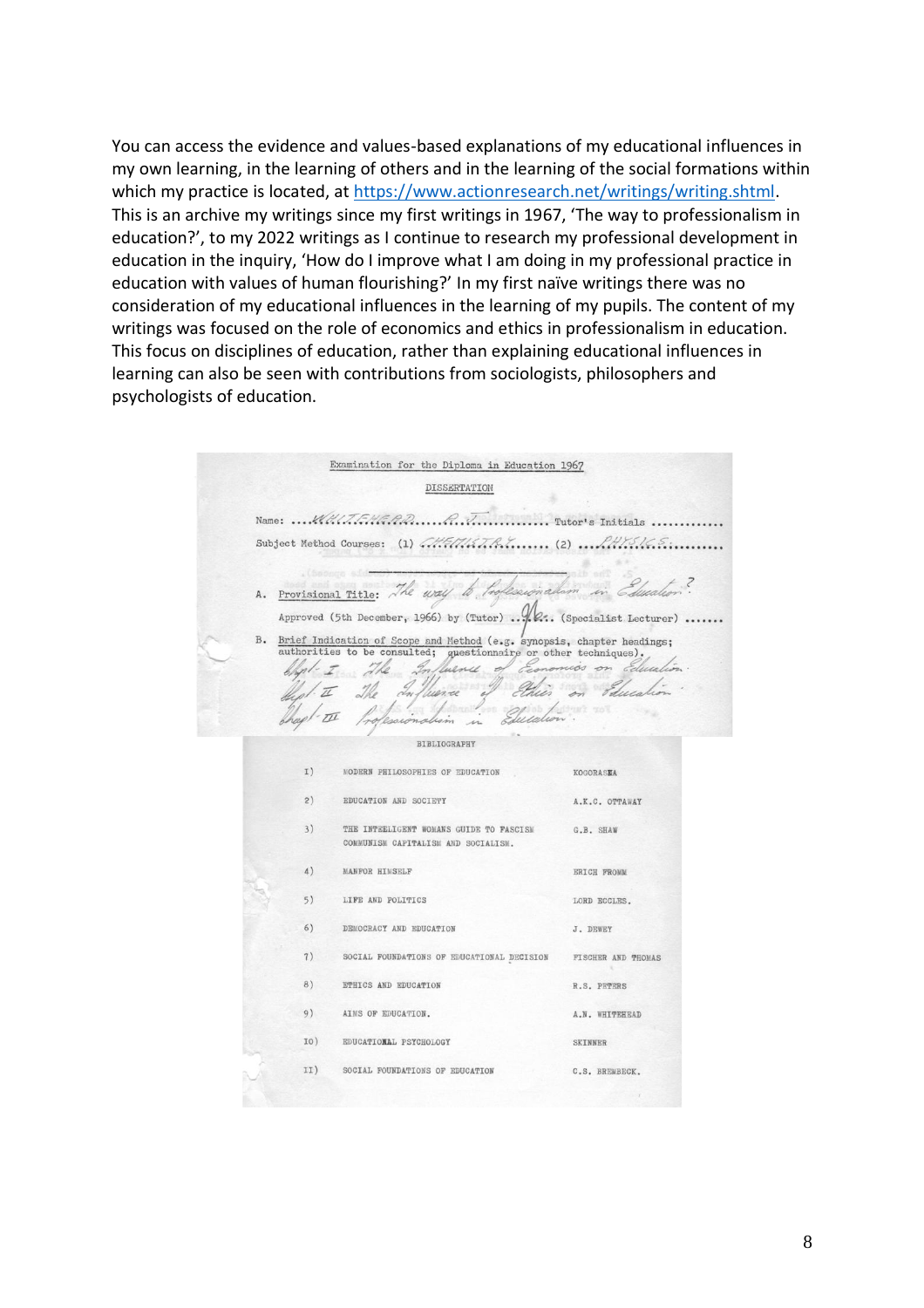You can access the evidence and values-based explanations of my educational influences in my own learning, in the learning of others and in the learning of the social formations within which my practice is located, at https://www.actionresearch.net/writings/writing.shtml. This is an archive my writings since my first writings in 1967, 'The way to professionalism in education?', to my 2022 writings as I continue to research my professional development in education in the inquiry, 'How do I improve what I am doing in my professional practice in education with values of human flourishing?' In my first naïve writings there was no consideration of my educational influences in the learning of my pupils. The content of my writings was focused on the role of economics and ethics in professionalism in education. This focus on disciplines of education, rather than explaining educational influences in learning can also be seen with contributions from sociologists, philosophers and psychologists of education.

Examination for the Diploma in Education 1967

DISSERTATION

Name: ....WHITEHEAD.....A.J............... Tutor's Initials .............

Subject Method Courses: (1) CHEMISTRY...... (2) ....PHYSICS............

A. Provisional Title: The way to professionalism in Education?

Approved (5th December, 1966) by (Tutor) ....... (Specialist Lecturer) .......

B. Brief Indication of Scope and Method (e.g. synopsis, chapter headings; authorities to be consulted; questionnaire or other techniques).

Chapt I The Influence of Economics on Education.
Chapt II The Influence of Ethics on Education
Chapt III Professionalism in Education.

BIBLIOGRAPHY

| | | |
|---|---|---|
| 1) | MODERN PHILOSOPHIES OF EDUCATION | KOGORASKA |
| 2) | EDUCATION AND SOCIETY | A.K.C. OTTAWAY |
| 3) | THE INTELLIGENT WOMANS GUIDE TO FASCISM COMMUNISM CAPITALISM AND SOCIALISM. | G.B. SHAW |
| 4) | MANFOR HIMSELF | ERICH FROMM |
| 5) | LIFE AND POLITICS | LORD ECCLES. |
| 6) | DEMOCRACY AND EDUCATION | J. DEWEY |
| 7) | SOCIAL FOUNDATIONS OF EDUCATIONAL DECISION | FISCHER AND THOMAS |
| 8) | ETHICS AND EDUCATION | R.S. PETERS |
| 9) | AIMS OF EDUCATION. | A.N. WHITEHEAD |
| 10) | EDUCATIONAL PSYCHOLOGY | SKINNER |
| 11) | SOCIAL FOUNDATIONS OF EDUCATION | C.S. BREMBECK. |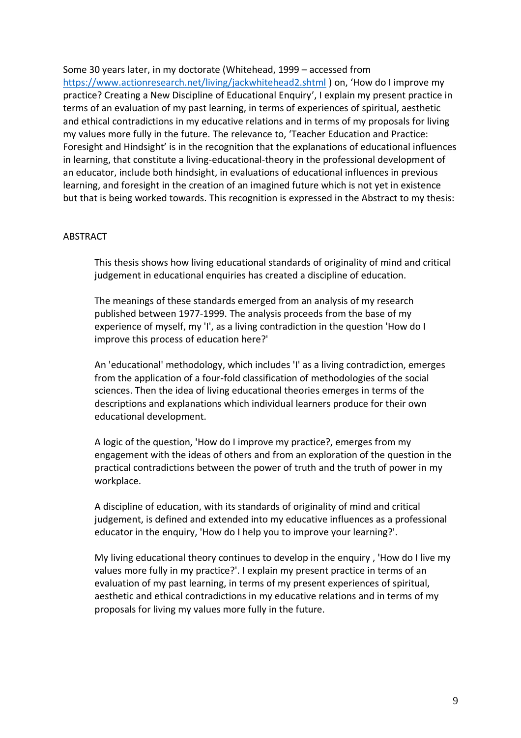Some 30 years later, in my doctorate (Whitehead, 1999 – accessed from https://www.actionresearch.net/living/jackwhitehead2.shtml ) on, 'How do I improve my practice? Creating a New Discipline of Educational Enquiry', I explain my present practice in terms of an evaluation of my past learning, in terms of experiences of spiritual, aesthetic and ethical contradictions in my educative relations and in terms of my proposals for living my values more fully in the future. The relevance to, 'Teacher Education and Practice: Foresight and Hindsight' is in the recognition that the explanations of educational influences in learning, that constitute a living-educational-theory in the professional development of an educator, include both hindsight, in evaluations of educational influences in previous learning, and foresight in the creation of an imagined future which is not yet in existence but that is being worked towards. This recognition is expressed in the Abstract to my thesis:

ABSTRACT

> This thesis shows how living educational standards of originality of mind and critical judgement in educational enquiries has created a discipline of education.
>
> The meanings of these standards emerged from an analysis of my research published between 1977-1999. The analysis proceeds from the base of my experience of myself, my 'I', as a living contradiction in the question 'How do I improve this process of education here?'
>
> An 'educational' methodology, which includes 'I' as a living contradiction, emerges from the application of a four-fold classification of methodologies of the social sciences. Then the idea of living educational theories emerges in terms of the descriptions and explanations which individual learners produce for their own educational development.
>
> A logic of the question, 'How do I improve my practice?, emerges from my engagement with the ideas of others and from an exploration of the question in the practical contradictions between the power of truth and the truth of power in my workplace.
>
> A discipline of education, with its standards of originality of mind and critical judgement, is defined and extended into my educative influences as a professional educator in the enquiry, 'How do I help you to improve your learning?'.
>
> My living educational theory continues to develop in the enquiry , 'How do I live my values more fully in my practice?'. I explain my present practice in terms of an evaluation of my past learning, in terms of my present experiences of spiritual, aesthetic and ethical contradictions in my educative relations and in terms of my proposals for living my values more fully in the future.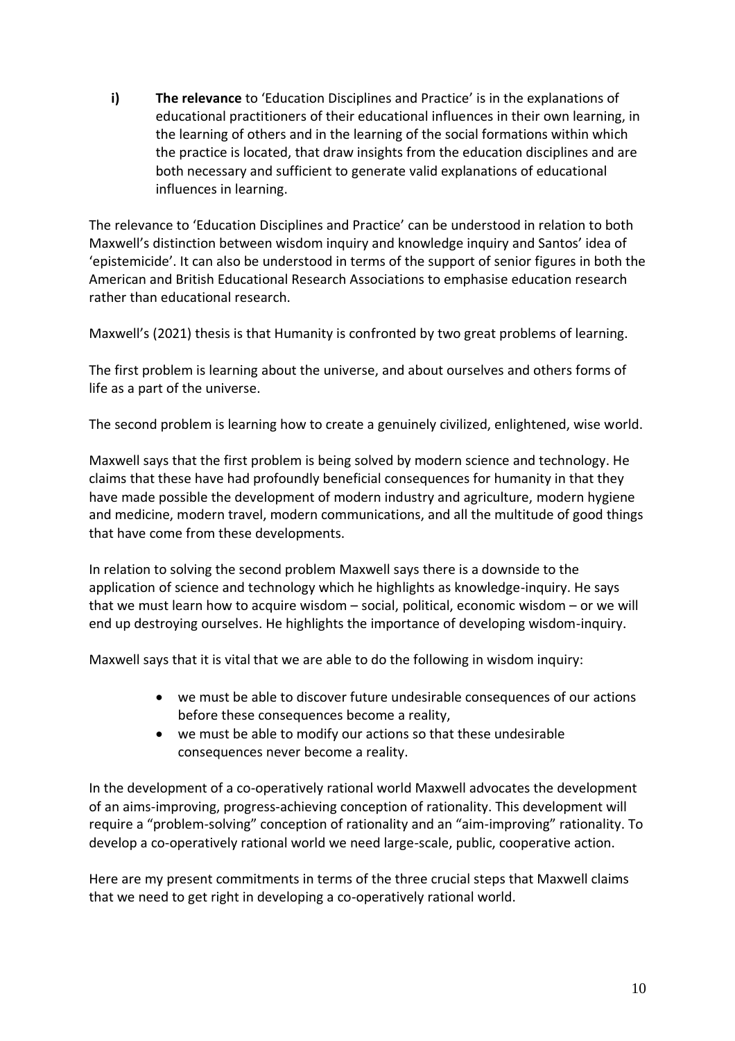**i)** **The relevance** to 'Education Disciplines and Practice' is in the explanations of educational practitioners of their educational influences in their own learning, in the learning of others and in the learning of the social formations within which the practice is located, that draw insights from the education disciplines and are both necessary and sufficient to generate valid explanations of educational influences in learning.

The relevance to 'Education Disciplines and Practice' can be understood in relation to both Maxwell's distinction between wisdom inquiry and knowledge inquiry and Santos' idea of 'epistemicide'. It can also be understood in terms of the support of senior figures in both the American and British Educational Research Associations to emphasise education research rather than educational research.

Maxwell's (2021) thesis is that Humanity is confronted by two great problems of learning.

The first problem is learning about the universe, and about ourselves and others forms of life as a part of the universe.

The second problem is learning how to create a genuinely civilized, enlightened, wise world.

Maxwell says that the first problem is being solved by modern science and technology. He claims that these have had profoundly beneficial consequences for humanity in that they have made possible the development of modern industry and agriculture, modern hygiene and medicine, modern travel, modern communications, and all the multitude of good things that have come from these developments.

In relation to solving the second problem Maxwell says there is a downside to the application of science and technology which he highlights as knowledge-inquiry. He says that we must learn how to acquire wisdom – social, political, economic wisdom – or we will end up destroying ourselves. He highlights the importance of developing wisdom-inquiry.

Maxwell says that it is vital that we are able to do the following in wisdom inquiry:

- we must be able to discover future undesirable consequences of our actions before these consequences become a reality,
- we must be able to modify our actions so that these undesirable consequences never become a reality.

In the development of a co-operatively rational world Maxwell advocates the development of an aims-improving, progress-achieving conception of rationality. This development will require a "problem-solving" conception of rationality and an "aim-improving" rationality. To develop a co-operatively rational world we need large-scale, public, cooperative action.

Here are my present commitments in terms of the three crucial steps that Maxwell claims that we need to get right in developing a co-operatively rational world.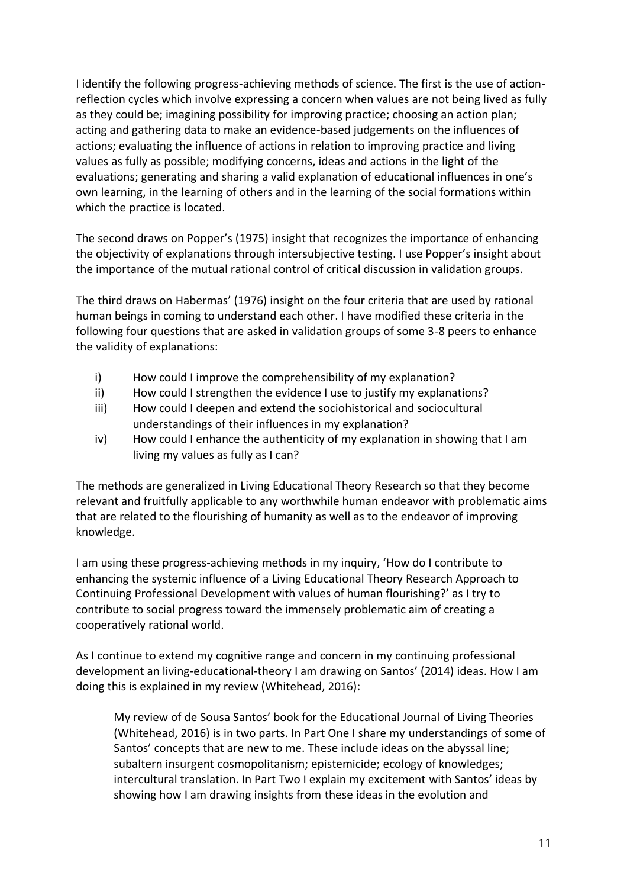I identify the following progress-achieving methods of science. The first is the use of action-reflection cycles which involve expressing a concern when values are not being lived as fully as they could be; imagining possibility for improving practice; choosing an action plan; acting and gathering data to make an evidence-based judgements on the influences of actions; evaluating the influence of actions in relation to improving practice and living values as fully as possible; modifying concerns, ideas and actions in the light of the evaluations; generating and sharing a valid explanation of educational influences in one's own learning, in the learning of others and in the learning of the social formations within which the practice is located.

The second draws on Popper's (1975) insight that recognizes the importance of enhancing the objectivity of explanations through intersubjective testing. I use Popper's insight about the importance of the mutual rational control of critical discussion in validation groups.

The third draws on Habermas' (1976) insight on the four criteria that are used by rational human beings in coming to understand each other. I have modified these criteria in the following four questions that are asked in validation groups of some 3-8 peers to enhance the validity of explanations:

i) How could I improve the comprehensibility of my explanation?
ii) How could I strengthen the evidence I use to justify my explanations?
iii) How could I deepen and extend the sociohistorical and sociocultural understandings of their influences in my explanation?
iv) How could I enhance the authenticity of my explanation in showing that I am living my values as fully as I can?

The methods are generalized in Living Educational Theory Research so that they become relevant and fruitfully applicable to any worthwhile human endeavor with problematic aims that are related to the flourishing of humanity as well as to the endeavor of improving knowledge.

I am using these progress-achieving methods in my inquiry, 'How do I contribute to enhancing the systemic influence of a Living Educational Theory Research Approach to Continuing Professional Development with values of human flourishing?' as I try to contribute to social progress toward the immensely problematic aim of creating a cooperatively rational world.

As I continue to extend my cognitive range and concern in my continuing professional development an living-educational-theory I am drawing on Santos' (2014) ideas. How I am doing this is explained in my review (Whitehead, 2016):

> My review of de Sousa Santos' book for the Educational Journal of Living Theories (Whitehead, 2016) is in two parts. In Part One I share my understandings of some of Santos' concepts that are new to me. These include ideas on the abyssal line; subaltern insurgent cosmopolitanism; epistemicide; ecology of knowledges; intercultural translation. In Part Two I explain my excitement with Santos' ideas by showing how I am drawing insights from these ideas in the evolution and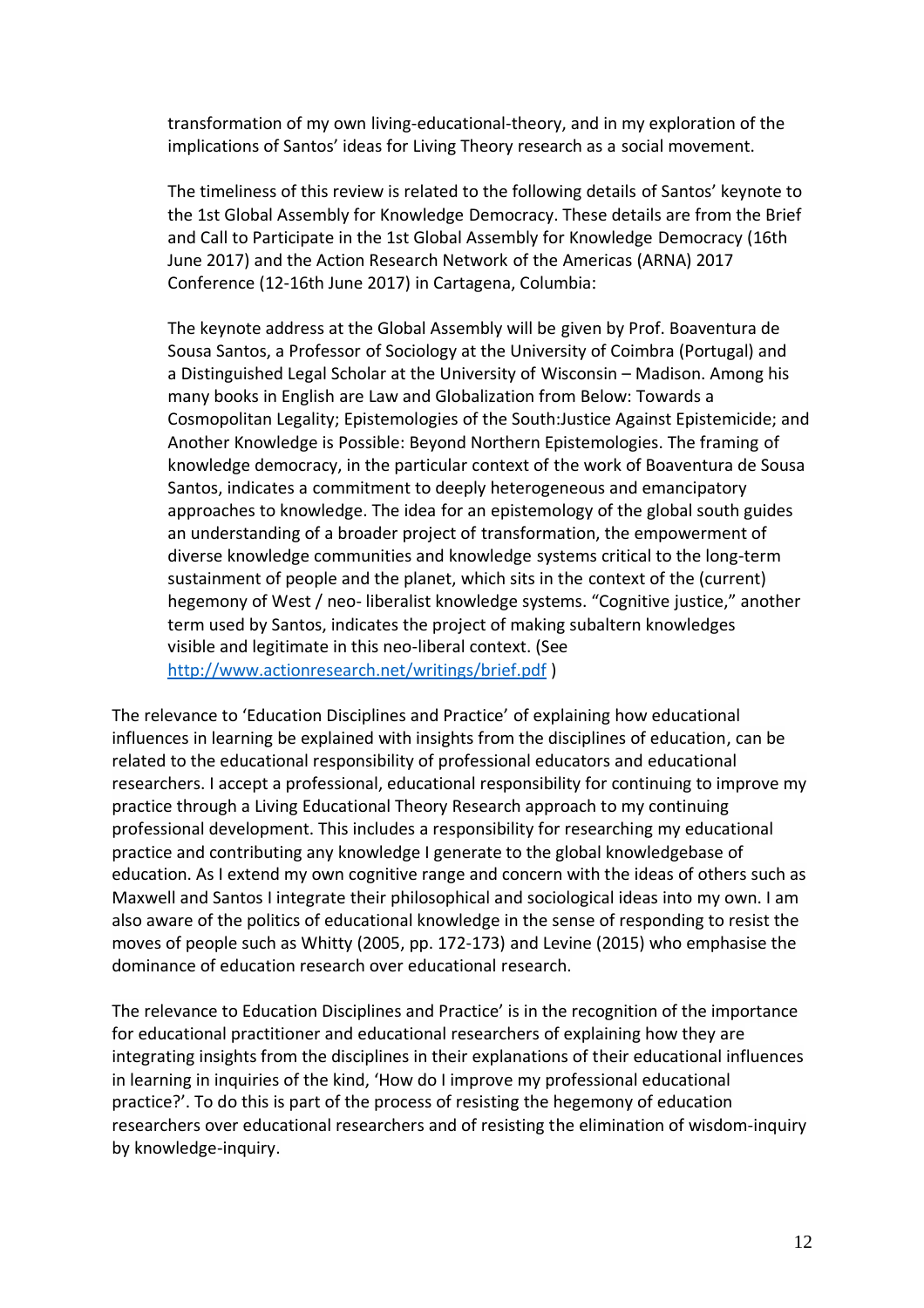transformation of my own living-educational-theory, and in my exploration of the implications of Santos' ideas for Living Theory research as a social movement.

> The timeliness of this review is related to the following details of Santos' keynote to the 1st Global Assembly for Knowledge Democracy. These details are from the Brief and Call to Participate in the 1st Global Assembly for Knowledge Democracy (16th June 2017) and the Action Research Network of the Americas (ARNA) 2017 Conference (12-16th June 2017) in Cartagena, Columbia:
>
> The keynote address at the Global Assembly will be given by Prof. Boaventura de Sousa Santos, a Professor of Sociology at the University of Coimbra (Portugal) and a Distinguished Legal Scholar at the University of Wisconsin – Madison. Among his many books in English are Law and Globalization from Below: Towards a Cosmopolitan Legality; Epistemologies of the South:Justice Against Epistemicide; and Another Knowledge is Possible: Beyond Northern Epistemologies. The framing of knowledge democracy, in the particular context of the work of Boaventura de Sousa Santos, indicates a commitment to deeply heterogeneous and emancipatory approaches to knowledge. The idea for an epistemology of the global south guides an understanding of a broader project of transformation, the empowerment of diverse knowledge communities and knowledge systems critical to the long-term sustainment of people and the planet, which sits in the context of the (current) hegemony of West / neo- liberalist knowledge systems. "Cognitive justice," another term used by Santos, indicates the project of making subaltern knowledges visible and legitimate in this neo-liberal context. (See http://www.actionresearch.net/writings/brief.pdf )

The relevance to 'Education Disciplines and Practice' of explaining how educational influences in learning be explained with insights from the disciplines of education, can be related to the educational responsibility of professional educators and educational researchers. I accept a professional, educational responsibility for continuing to improve my practice through a Living Educational Theory Research approach to my continuing professional development. This includes a responsibility for researching my educational practice and contributing any knowledge I generate to the global knowledgebase of education. As I extend my own cognitive range and concern with the ideas of others such as Maxwell and Santos I integrate their philosophical and sociological ideas into my own. I am also aware of the politics of educational knowledge in the sense of responding to resist the moves of people such as Whitty (2005, pp. 172-173) and Levine (2015) who emphasise the dominance of education research over educational research.

The relevance to Education Disciplines and Practice' is in the recognition of the importance for educational practitioner and educational researchers of explaining how they are integrating insights from the disciplines in their explanations of their educational influences in learning in inquiries of the kind, 'How do I improve my professional educational practice?'. To do this is part of the process of resisting the hegemony of education researchers over educational researchers and of resisting the elimination of wisdom-inquiry by knowledge-inquiry.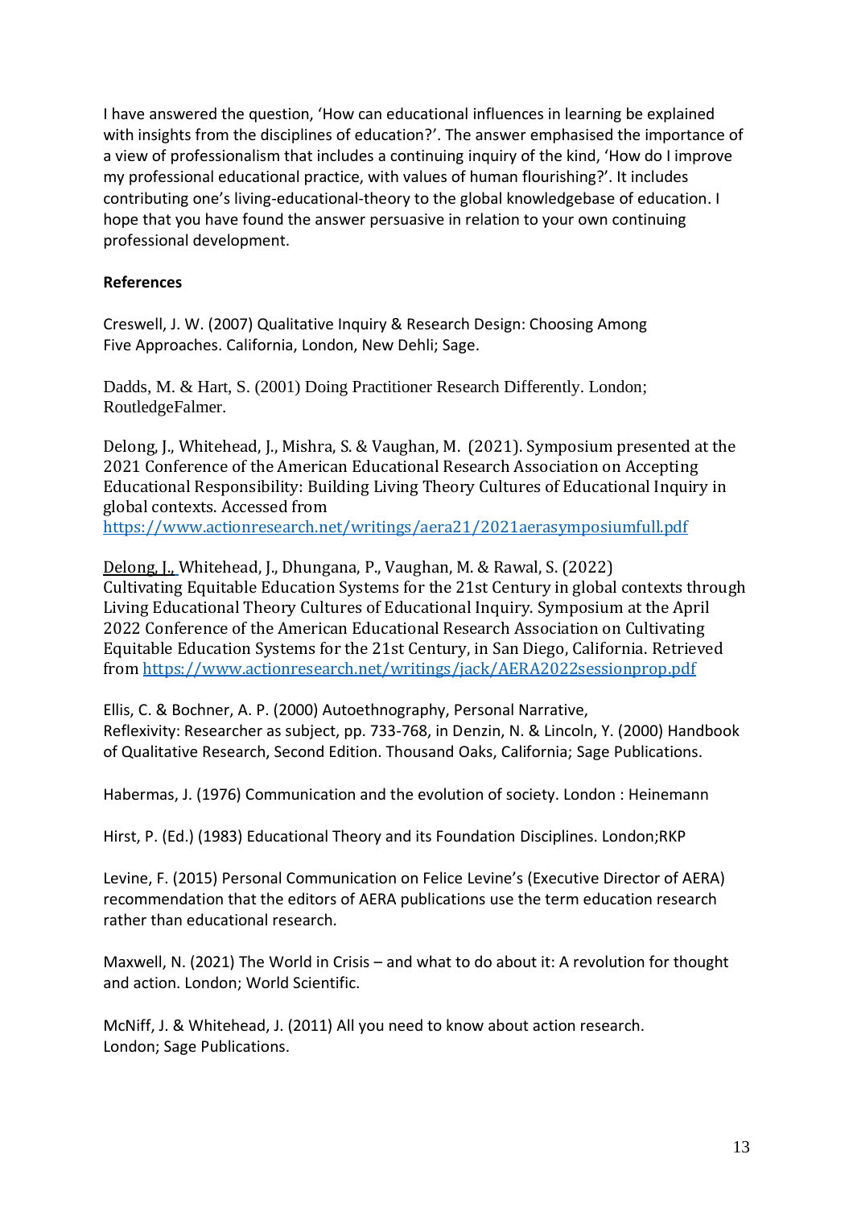I have answered the question, 'How can educational influences in learning be explained with insights from the disciplines of education?'. The answer emphasised the importance of a view of professionalism that includes a continuing inquiry of the kind, 'How do I improve my professional educational practice, with values of human flourishing?'. It includes contributing one's living-educational-theory to the global knowledgebase of education. I hope that you have found the answer persuasive in relation to your own continuing professional development.

**References**

Creswell, J. W. (2007) Qualitative Inquiry & Research Design: Choosing Among Five Approaches. California, London, New Dehli; Sage.

Dadds, M. & Hart, S. (2001) Doing Practitioner Research Differently. London; RoutledgeFalmer.

Delong, J., Whitehead, J., Mishra, S. & Vaughan, M. (2021). Symposium presented at the 2021 Conference of the American Educational Research Association on Accepting Educational Responsibility: Building Living Theory Cultures of Educational Inquiry in global contexts. Accessed from https://www.actionresearch.net/writings/aera21/2021aerasymposiumfull.pdf

Delong, J., Whitehead, J., Dhungana, P., Vaughan, M. & Rawal, S. (2022) Cultivating Equitable Education Systems for the 21st Century in global contexts through Living Educational Theory Cultures of Educational Inquiry. Symposium at the April 2022 Conference of the American Educational Research Association on Cultivating Equitable Education Systems for the 21st Century, in San Diego, California. Retrieved from https://www.actionresearch.net/writings/jack/AERA2022sessionprop.pdf

Ellis, C. & Bochner, A. P. (2000) Autoethnography, Personal Narrative, Reflexivity: Researcher as subject, pp. 733-768, in Denzin, N. & Lincoln, Y. (2000) Handbook of Qualitative Research, Second Edition. Thousand Oaks, California; Sage Publications.

Habermas, J. (1976) Communication and the evolution of society. London : Heinemann

Hirst, P. (Ed.) (1983) Educational Theory and its Foundation Disciplines. London;RKP

Levine, F. (2015) Personal Communication on Felice Levine's (Executive Director of AERA) recommendation that the editors of AERA publications use the term education research rather than educational research.

Maxwell, N. (2021) The World in Crisis – and what to do about it: A revolution for thought and action. London; World Scientific.

McNiff, J. & Whitehead, J. (2011) All you need to know about action research. London; Sage Publications.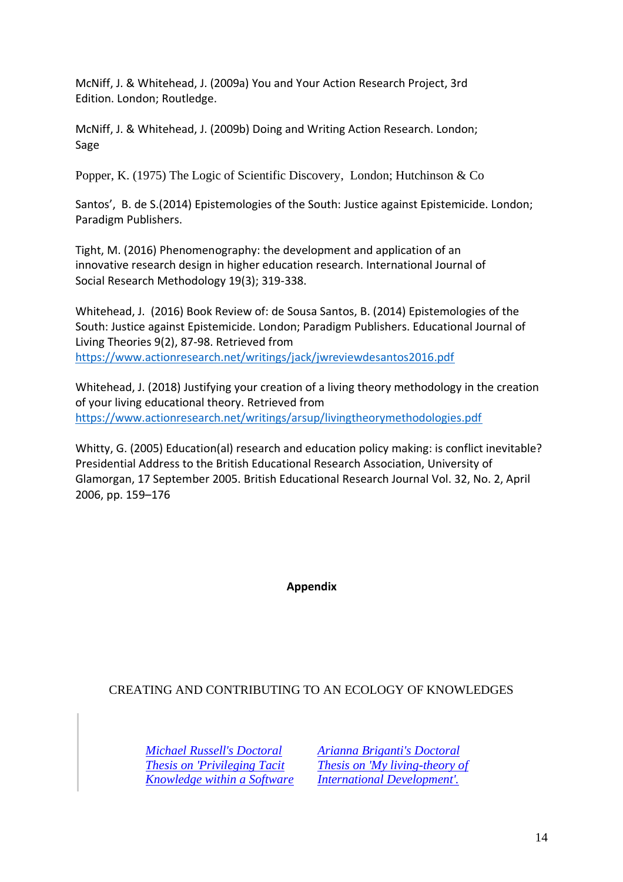McNiff, J. & Whitehead, J. (2009a) You and Your Action Research Project, 3rd Edition. London; Routledge.

McNiff, J. & Whitehead, J. (2009b) Doing and Writing Action Research. London; Sage

Popper, K. (1975) The Logic of Scientific Discovery, London; Hutchinson & Co

Santos', B. de S.(2014) Epistemologies of the South: Justice against Epistemicide. London; Paradigm Publishers.

Tight, M. (2016) Phenomenography: the development and application of an innovative research design in higher education research. International Journal of Social Research Methodology 19(3); 319-338.

Whitehead, J. (2016) Book Review of: de Sousa Santos, B. (2014) Epistemologies of the South: Justice against Epistemicide. London; Paradigm Publishers. Educational Journal of Living Theories 9(2), 87-98. Retrieved from https://www.actionresearch.net/writings/jack/jwreviewdesantos2016.pdf

Whitehead, J. (2018) Justifying your creation of a living theory methodology in the creation of your living educational theory. Retrieved from https://www.actionresearch.net/writings/arsup/livingtheorymethodologies.pdf

Whitty, G. (2005) Education(al) research and education policy making: is conflict inevitable? Presidential Address to the British Educational Research Association, University of Glamorgan, 17 September 2005. British Educational Research Journal Vol. 32, No. 2, April 2006, pp. 159–176

## Appendix

CREATING AND CONTRIBUTING TO AN ECOLOGY OF KNOWLEDGES

*Michael Russell's Doctoral Thesis on 'Privileging Tacit Knowledge within a Software*

*Arianna Briganti's Doctoral Thesis on 'My living-theory of International Development'.*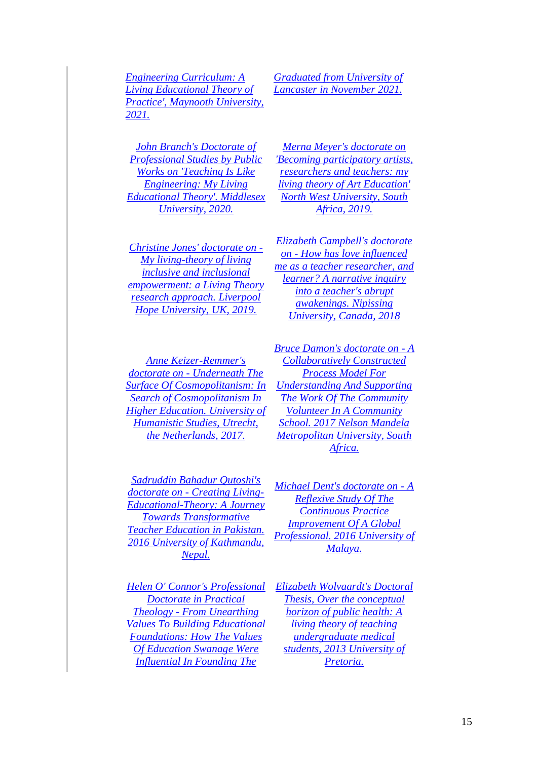| | |
|---|---|
| *Engineering Curriculum: A Living Educational Theory of Practice', Maynooth University, 2021.* | *Graduated from University of Lancaster in November 2021.* |
| *John Branch's Doctorate of Professional Studies by Public Works on 'Teaching Is Like Engineering: My Living Educational Theory'. Middlesex University, 2020.* | *Merna Meyer's doctorate on 'Becoming participatory artists, researchers and teachers: my living theory of Art Education' North West University, South Africa, 2019.* |
| *Christine Jones' doctorate on - My living-theory of living inclusive and inclusional empowerment: a Living Theory research approach. Liverpool Hope University, UK, 2019.* | *Elizabeth Campbell's doctorate on - How has love influenced me as a teacher researcher, and learner? A narrative inquiry into a teacher's abrupt awakenings. Nipissing University, Canada, 2018* |
| *Anne Keizer-Remmer's doctorate on - Underneath The Surface Of Cosmopolitanism: In Search of Cosmopolitanism In Higher Education. University of Humanistic Studies, Utrecht, the Netherlands, 2017.* | *Bruce Damon's doctorate on - A Collaboratively Constructed Process Model For Understanding And Supporting The Work Of The Community Volunteer In A Community School. 2017 Nelson Mandela Metropolitan University, South Africa.* |
| *Sadruddin Bahadur Qutoshi's doctorate on - Creating Living-Educational-Theory: A Journey Towards Transformative Teacher Education in Pakistan. 2016 University of Kathmandu, Nepal.* | *Michael Dent's doctorate on - A Reflexive Study Of The Continuous Practice Improvement Of A Global Professional. 2016 University of Malaya.* |
| *Helen O' Connor's Professional Doctorate in Practical Theology - From Unearthing Values To Building Educational Foundations: How The Values Of Education Swanage Were Influential In Founding The* | *Elizabeth Wolvaardt's Doctoral Thesis, Over the conceptual horizon of public health: A living theory of teaching undergraduate medical students, 2013 University of Pretoria.* |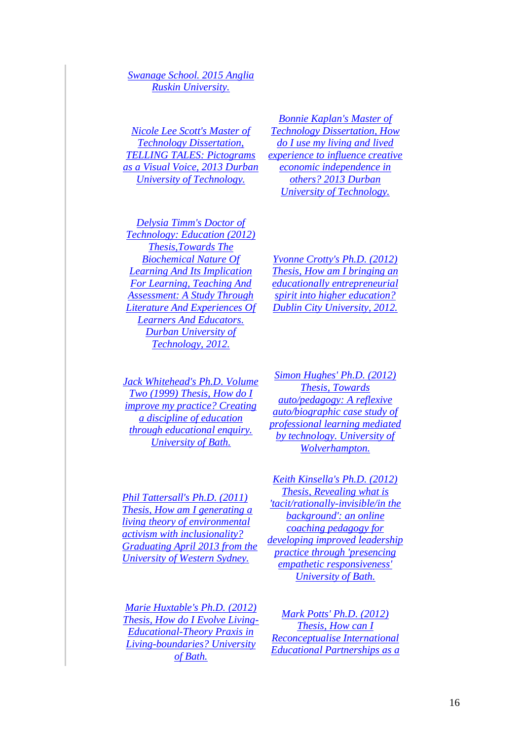*Swanage School. 2015 Anglia Ruskin University.*

*Nicole Lee Scott's Master of Technology Dissertation, TELLING TALES: Pictograms as a Visual Voice, 2013 Durban University of Technology.*

*Bonnie Kaplan's Master of Technology Dissertation, How do I use my living and lived experience to influence creative economic independence in others? 2013 Durban University of Technology.*

*Delysia Timm's Doctor of Technology: Education (2012) Thesis,Towards The Biochemical Nature Of Learning And Its Implication For Learning, Teaching And Assessment: A Study Through Literature And Experiences Of Learners And Educators. Durban University of Technology, 2012.*

*Yvonne Crotty's Ph.D. (2012) Thesis, How am I bringing an educationally entrepreneurial spirit into higher education? Dublin City University, 2012.*

*Jack Whitehead's Ph.D. Volume Two (1999) Thesis, How do I improve my practice? Creating a discipline of education through educational enquiry. University of Bath.*

*Simon Hughes' Ph.D. (2012) Thesis, Towards auto/pedagogy: A reflexive auto/biographic case study of professional learning mediated by technology. University of Wolverhampton.*

*Phil Tattersall's Ph.D. (2011) Thesis, How am I generating a living theory of environmental activism with inclusionality? Graduating April 2013 from the University of Western Sydney.*

*Keith Kinsella's Ph.D. (2012) Thesis, Revealing what is 'tacit/rationally-invisible/in the background': an online coaching pedagogy for developing improved leadership practice through 'presencing empathetic responsiveness' University of Bath.*

*Marie Huxtable's Ph.D. (2012) Thesis, How do I Evolve Living-Educational-Theory Praxis in Living-boundaries? University of Bath.*

*Mark Potts' Ph.D. (2012) Thesis, How can I Reconceptualise International Educational Partnerships as a*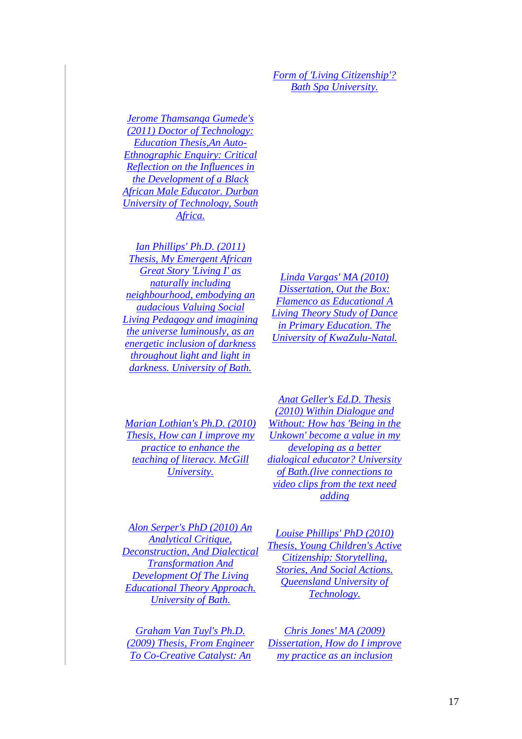*Form of 'Living Citizenship'? Bath Spa University.*

*Jerome Thamsanqa Gumede's (2011) Doctor of Technology: Education Thesis,An Auto-Ethnographic Enquiry: Critical Reflection on the Influences in the Development of a Black African Male Educator. Durban University of Technology, South Africa.*

*Ian Phillips' Ph.D. (2011) Thesis, My Emergent African Great Story 'Living I' as naturally including neighbourhood, embodying an audacious Valuing Social Living Pedagogy and imagining the universe luminously, as an energetic inclusion of darkness throughout light and light in darkness. University of Bath.*

*Linda Vargas' MA (2010) Dissertation, Out the Box: Flamenco as Educational A Living Theory Study of Dance in Primary Education. The University of KwaZulu-Natal.*

*Marian Lothian's Ph.D. (2010) Thesis, How can I improve my practice to enhance the teaching of literacy. McGill University.*

*Anat Geller's Ed.D. Thesis (2010) Within Dialogue and Without: How has 'Being in the Unkown' become a value in my developing as a better dialogical educator? University of Bath.(live connections to video clips from the text need adding*

*Alon Serper's PhD (2010) An Analytical Critique, Deconstruction, And Dialectical Transformation And Development Of The Living Educational Theory Approach. University of Bath.*

*Louise Phillips' PhD (2010) Thesis, Young Children's Active Citizenship: Storytelling, Stories, And Social Actions. Queensland University of Technology.*

*Graham Van Tuyl's Ph.D. (2009) Thesis, From Engineer To Co-Creative Catalyst: An*

*Chris Jones' MA (2009) Dissertation, How do I improve my practice as an inclusion*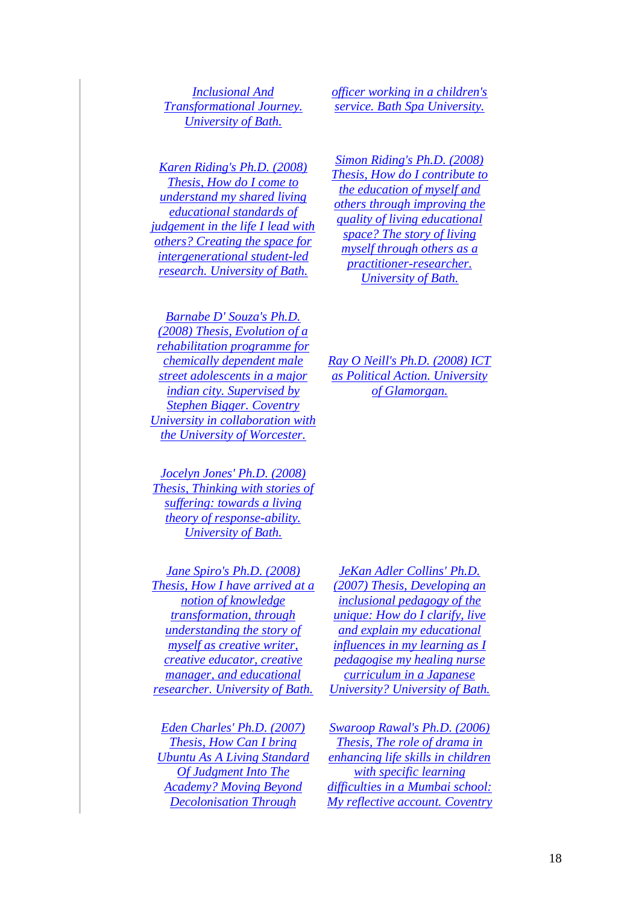*Inclusional And Transformational Journey. University of Bath.*

*officer working in a children's service. Bath Spa University.*

*Karen Riding's Ph.D. (2008) Thesis, How do I come to understand my shared living educational standards of judgement in the life I lead with others? Creating the space for intergenerational student-led research. University of Bath.*

*Simon Riding's Ph.D. (2008) Thesis, How do I contribute to the education of myself and others through improving the quality of living educational space? The story of living myself through others as a practitioner-researcher. University of Bath.*

*Barnabe D' Souza's Ph.D. (2008) Thesis, Evolution of a rehabilitation programme for chemically dependent male street adolescents in a major indian city. Supervised by Stephen Bigger. Coventry University in collaboration with the University of Worcester.*

*Ray O Neill's Ph.D. (2008) ICT as Political Action. University of Glamorgan.*

*Jocelyn Jones' Ph.D. (2008) Thesis, Thinking with stories of suffering: towards a living theory of response-ability. University of Bath.*

*Jane Spiro's Ph.D. (2008) Thesis, How I have arrived at a notion of knowledge transformation, through understanding the story of myself as creative writer, creative educator, creative manager, and educational researcher. University of Bath.*

*JeKan Adler Collins' Ph.D. (2007) Thesis, Developing an inclusional pedagogy of the unique: How do I clarify, live and explain my educational influences in my learning as I pedagogise my healing nurse curriculum in a Japanese University? University of Bath.*

*Eden Charles' Ph.D. (2007) Thesis, How Can I bring Ubuntu As A Living Standard Of Judgment Into The Academy? Moving Beyond Decolonisation Through*

*Swaroop Rawal's Ph.D. (2006) Thesis, The role of drama in enhancing life skills in children with specific learning difficulties in a Mumbai school: My reflective account. Coventry*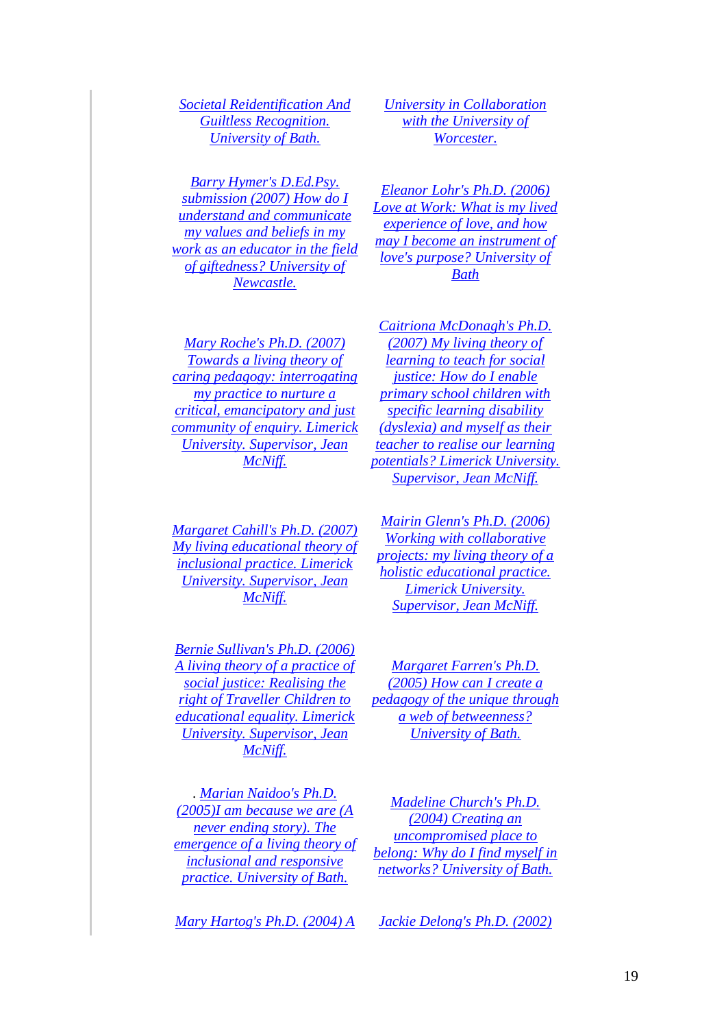*Societal Reidentification And Guiltless Recognition. University of Bath.*

*University in Collaboration with the University of Worcester.*

*Barry Hymer's D.Ed.Psy. submission (2007) How do I understand and communicate my values and beliefs in my work as an educator in the field of giftedness? University of Newcastle.*

*Eleanor Lohr's Ph.D. (2006) Love at Work: What is my lived experience of love, and how may I become an instrument of love's purpose? University of Bath*

*Mary Roche's Ph.D. (2007) Towards a living theory of caring pedagogy: interrogating my practice to nurture a critical, emancipatory and just community of enquiry. Limerick University. Supervisor, Jean McNiff.*

*Caitriona McDonagh's Ph.D. (2007) My living theory of learning to teach for social justice: How do I enable primary school children with specific learning disability (dyslexia) and myself as their teacher to realise our learning potentials? Limerick University. Supervisor, Jean McNiff.*

*Margaret Cahill's Ph.D. (2007) My living educational theory of inclusional practice. Limerick University. Supervisor, Jean McNiff.*

*Mairin Glenn's Ph.D. (2006) Working with collaborative projects: my living theory of a holistic educational practice. Limerick University. Supervisor, Jean McNiff.*

*Bernie Sullivan's Ph.D. (2006) A living theory of a practice of social justice: Realising the right of Traveller Children to educational equality. Limerick University. Supervisor, Jean McNiff.*

*Margaret Farren's Ph.D. (2005) How can I create a pedagogy of the unique through a web of betweenness? University of Bath.*

. *Marian Naidoo's Ph.D. (2005)I am because we are (A never ending story). The emergence of a living theory of inclusional and responsive practice. University of Bath.*

*Madeline Church's Ph.D. (2004) Creating an uncompromised place to belong: Why do I find myself in networks? University of Bath.*

*Mary Hartog's Ph.D. (2004) A*

*Jackie Delong's Ph.D. (2002)*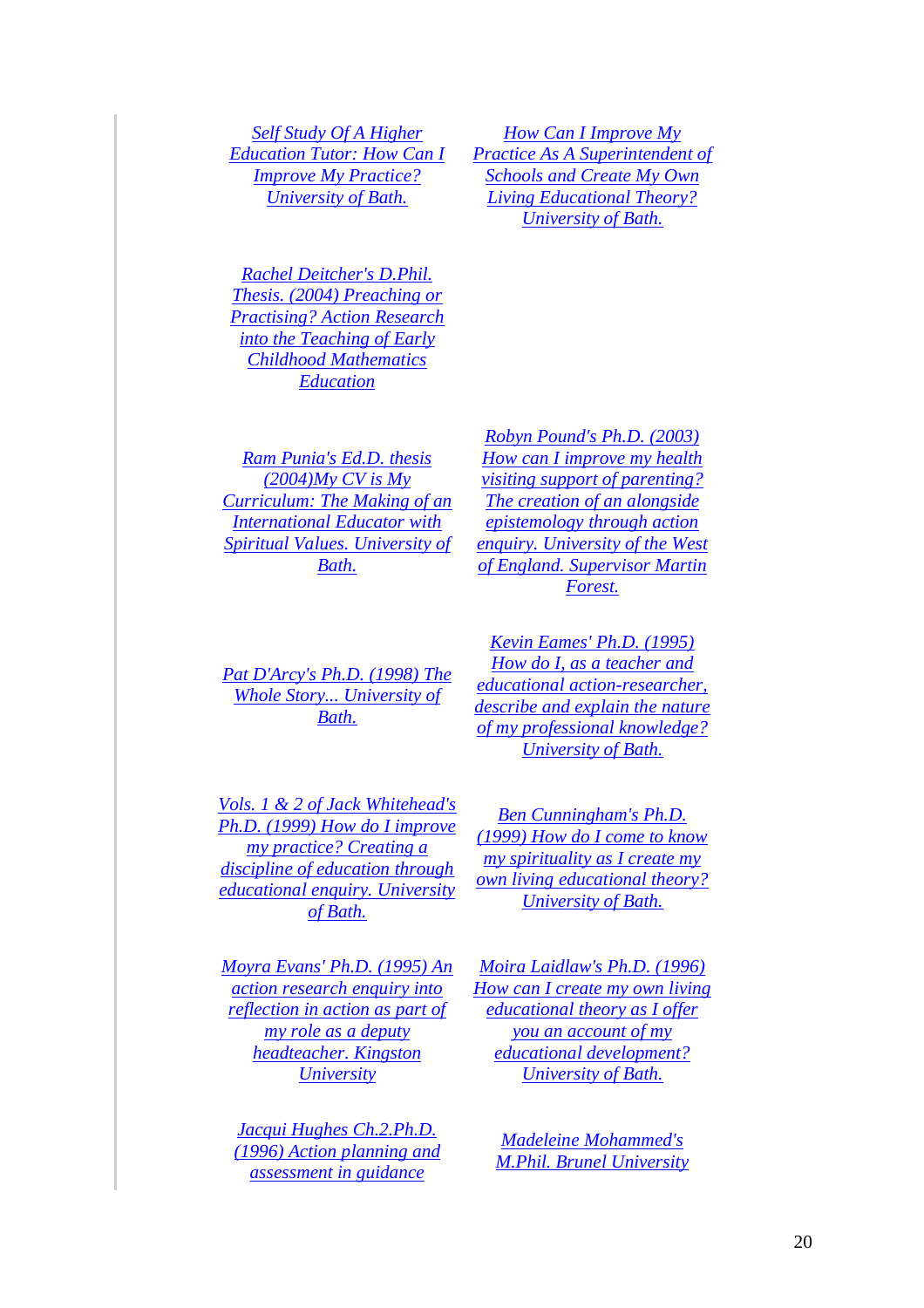*Self Study Of A Higher Education Tutor: How Can I Improve My Practice? University of Bath.*

*How Can I Improve My Practice As A Superintendent of Schools and Create My Own Living Educational Theory? University of Bath.*

*Rachel Deitcher's D.Phil. Thesis. (2004) Preaching or Practising? Action Research into the Teaching of Early Childhood Mathematics Education*

*Ram Punia's Ed.D. thesis (2004)My CV is My Curriculum: The Making of an International Educator with Spiritual Values. University of Bath.*

*Robyn Pound's Ph.D. (2003) How can I improve my health visiting support of parenting? The creation of an alongside epistemology through action enquiry. University of the West of England. Supervisor Martin Forest.*

*Pat D'Arcy's Ph.D. (1998) The Whole Story... University of Bath.*

*Kevin Eames' Ph.D. (1995) How do I, as a teacher and educational action-researcher, describe and explain the nature of my professional knowledge? University of Bath.*

*Vols. 1 & 2 of Jack Whitehead's Ph.D. (1999) How do I improve my practice? Creating a discipline of education through educational enquiry. University of Bath.*

*Ben Cunningham's Ph.D. (1999) How do I come to know my spirituality as I create my own living educational theory? University of Bath.*

*Moyra Evans' Ph.D. (1995) An action research enquiry into reflection in action as part of my role as a deputy headteacher. Kingston University*

*Moira Laidlaw's Ph.D. (1996) How can I create my own living educational theory as I offer you an account of my educational development? University of Bath.*

*Jacqui Hughes Ch.2.Ph.D. (1996) Action planning and assessment in guidance*

*Madeleine Mohammed's M.Phil. Brunel University*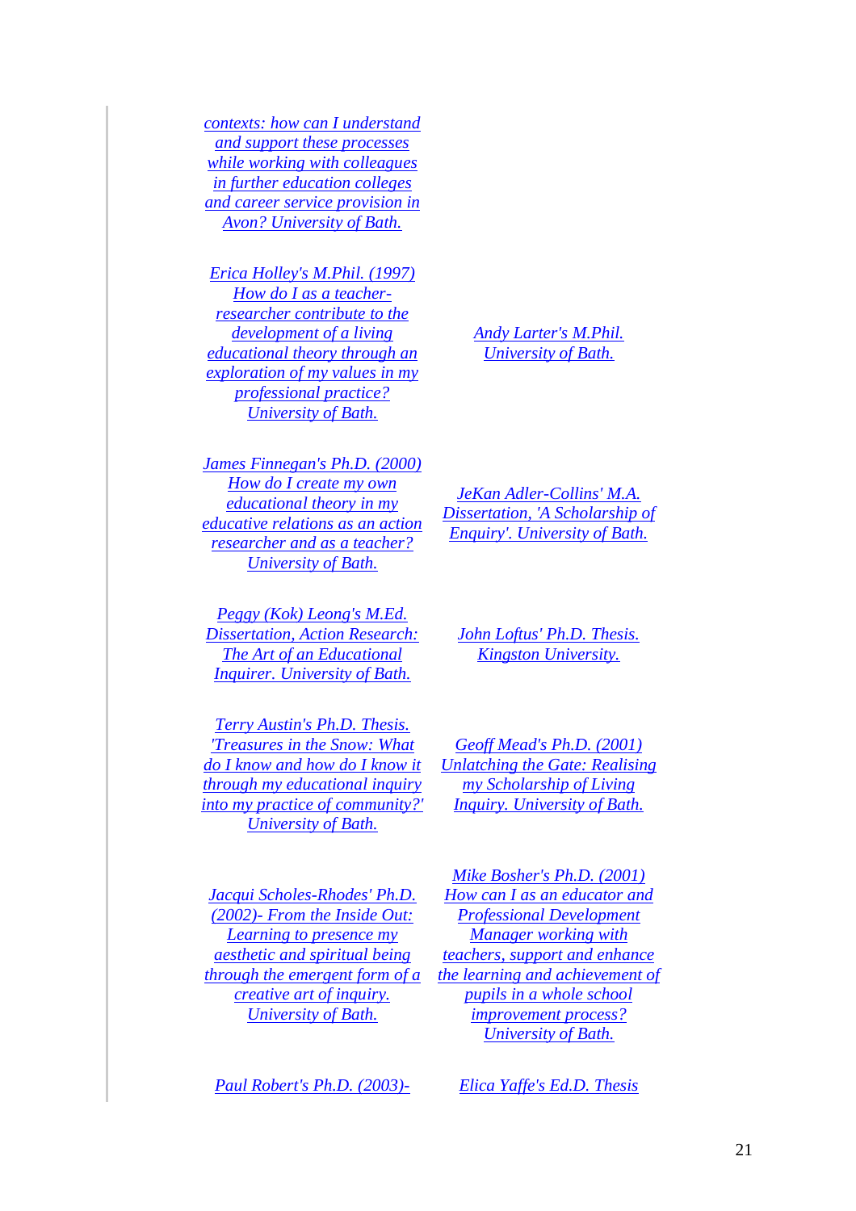| | |
|---|---|
| *contexts: how can I understand and support these processes while working with colleagues in further education colleges and career service provision in Avon? University of Bath.* | |
| *Erica Holley's M.Phil. (1997) How do I as a teacher-researcher contribute to the development of a living educational theory through an exploration of my values in my professional practice? University of Bath.* | *Andy Larter's M.Phil. University of Bath.* |
| *James Finnegan's Ph.D. (2000) How do I create my own educational theory in my educative relations as an action researcher and as a teacher? University of Bath.* | *JeKan Adler-Collins' M.A. Dissertation, 'A Scholarship of Enquiry'. University of Bath.* |
| *Peggy (Kok) Leong's M.Ed. Dissertation, Action Research: The Art of an Educational Inquirer. University of Bath.* | *John Loftus' Ph.D. Thesis. Kingston University.* |
| *Terry Austin's Ph.D. Thesis. 'Treasures in the Snow: What do I know and how do I know it through my educational inquiry into my practice of community?' University of Bath.* | *Geoff Mead's Ph.D. (2001) Unlatching the Gate: Realising my Scholarship of Living Inquiry. University of Bath.* |
| *Jacqui Scholes-Rhodes' Ph.D. (2002)- From the Inside Out: Learning to presence my aesthetic and spiritual being through the emergent form of a creative art of inquiry. University of Bath.* | *Mike Bosher's Ph.D. (2001) How can I as an educator and Professional Development Manager working with teachers, support and enhance the learning and achievement of pupils in a whole school improvement process? University of Bath.* |
| *Paul Robert's Ph.D. (2003)-* | *Elica Yaffe's Ed.D. Thesis* |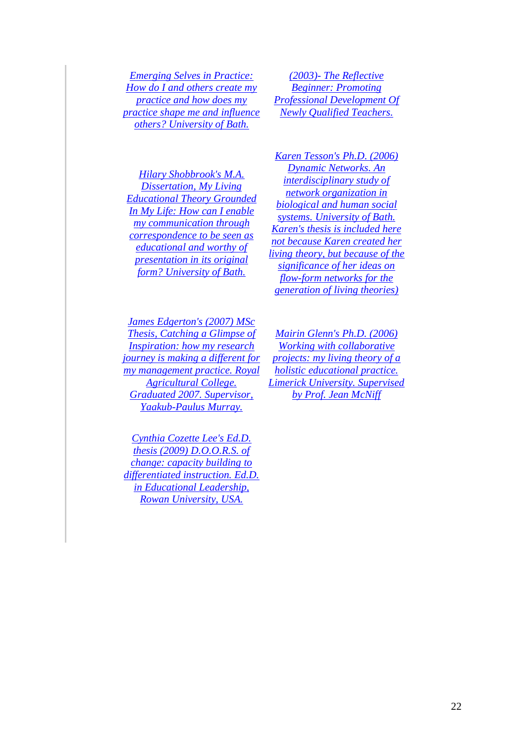*Emerging Selves in Practice: How do I and others create my practice and how does my practice shape me and influence others? University of Bath.*

*(2003)- The Reflective Beginner: Promoting Professional Development Of Newly Qualified Teachers.*

*Hilary Shobbrook's M.A. Dissertation, My Living Educational Theory Grounded In My Life: How can I enable my communication through correspondence to be seen as educational and worthy of presentation in its original form? University of Bath.*

*Karen Tesson's Ph.D. (2006) Dynamic Networks. An interdisciplinary study of network organization in biological and human social systems. University of Bath. Karen's thesis is included here not because Karen created her living theory, but because of the significance of her ideas on flow-form networks for the generation of living theories)*

*James Edgerton's (2007) MSc Thesis, Catching a Glimpse of Inspiration: how my research journey is making a different for my management practice. Royal Agricultural College. Graduated 2007. Supervisor, Yaakub-Paulus Murray.*

*Mairin Glenn's Ph.D. (2006) Working with collaborative projects: my living theory of a holistic educational practice. Limerick University. Supervised by Prof. Jean McNiff*

*Cynthia Cozette Lee's Ed.D. thesis (2009) D.O.O.R.S. of change: capacity building to differentiated instruction. Ed.D. in Educational Leadership, Rowan University, USA.*